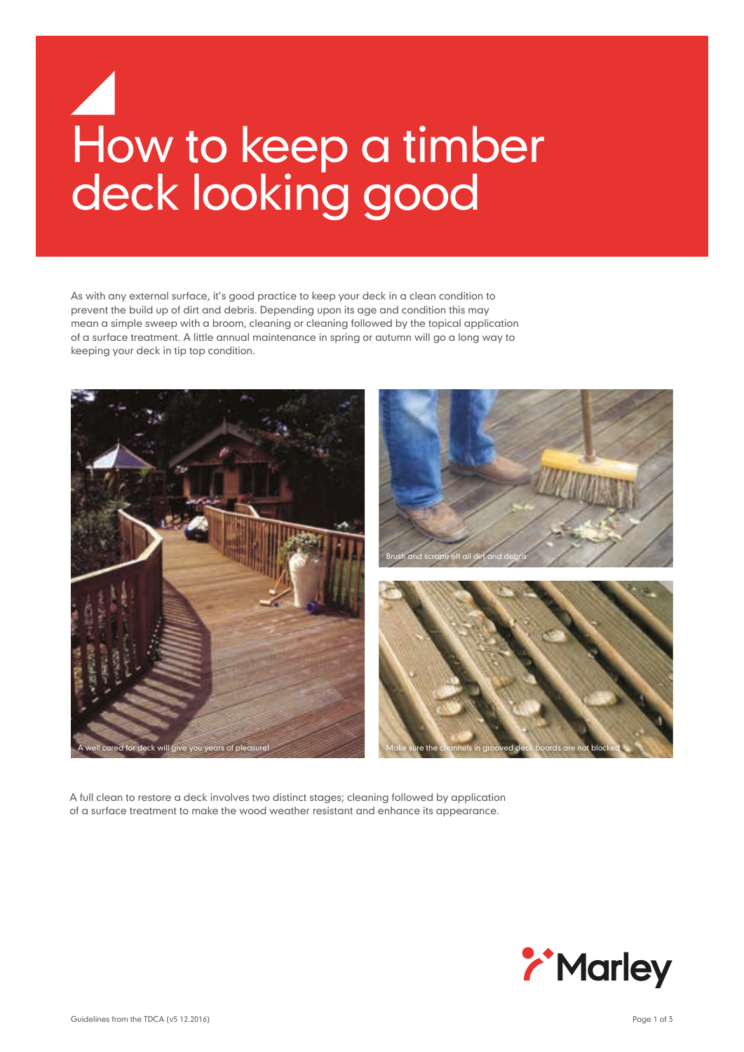# How to keep a timber deck looking good

As with any external surface, it's good practice to keep your deck in a clean condition to prevent the build up of dirt and debris. Depending upon its age and condition this may mean a simple sweep with a broom, cleaning or cleaning followed by the topical application of a surface treatment. A little annual maintenance in spring or autumn will go a long way to keeping your deck in tip top condition.

A well cared for deck will give you years of pleasure!

Brush and scrape off all dirt and debris

Make sure the channels in grooved deck boards are not blocked

A full clean to restore a deck involves two distinct stages; cleaning followed by application of a surface treatment to make the wood weather resistant and enhance its appearance.

Guidelines from the TDCA (v5 12.2016)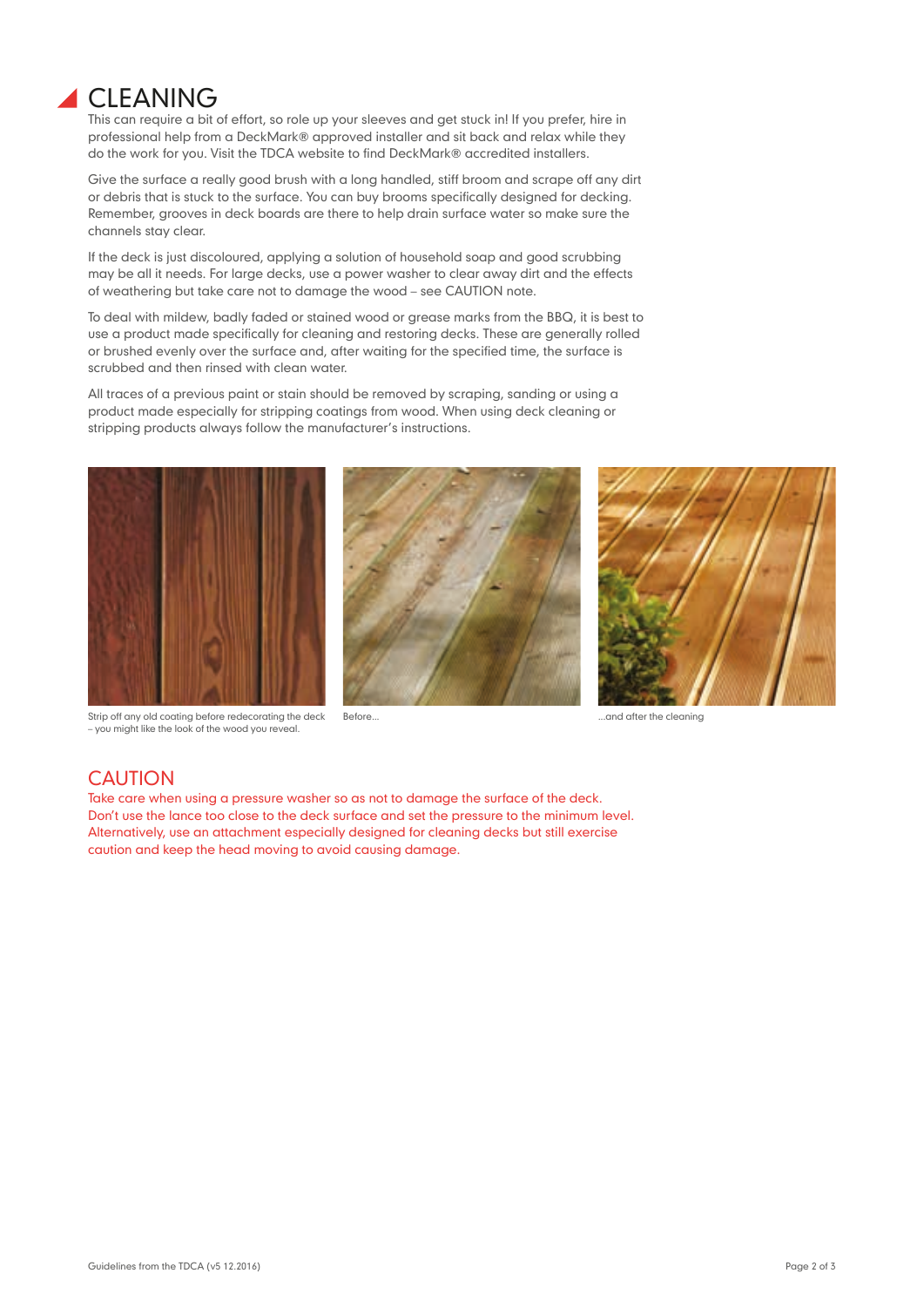# CLEANING

This can require a bit of effort, so role up your sleeves and get stuck in! If you prefer, hire in professional help from a DeckMark® approved installer and sit back and relax while they do the work for you. Visit the TDCA website to find DeckMark® accredited installers.

Give the surface a really good brush with a long handled, stiff broom and scrape off any dirt or debris that is stuck to the surface. You can buy brooms specifically designed for decking. Remember, grooves in deck boards are there to help drain surface water so make sure the channels stay clear.

If the deck is just discoloured, applying a solution of household soap and good scrubbing may be all it needs. For large decks, use a power washer to clear away dirt and the effects of weathering but take care not to damage the wood – see CAUTION note.

To deal with mildew, badly faded or stained wood or grease marks from the BBQ, it is best to use a product made specifically for cleaning and restoring decks. These are generally rolled or brushed evenly over the surface and, after waiting for the specified time, the surface is scrubbed and then rinsed with clean water.

All traces of a previous paint or stain should be removed by scraping, sanding or using a product made especially for stripping coatings from wood. When using deck cleaning or stripping products always follow the manufacturer's instructions.

Strip off any old coating before redecorating the deck – you might like the look of the wood you reveal.

Before...

...and after the cleaning

## CAUTION

Take care when using a pressure washer so as not to damage the surface of the deck. Don't use the lance too close to the deck surface and set the pressure to the minimum level. Alternatively, use an attachment especially designed for cleaning decks but still exercise caution and keep the head moving to avoid causing damage.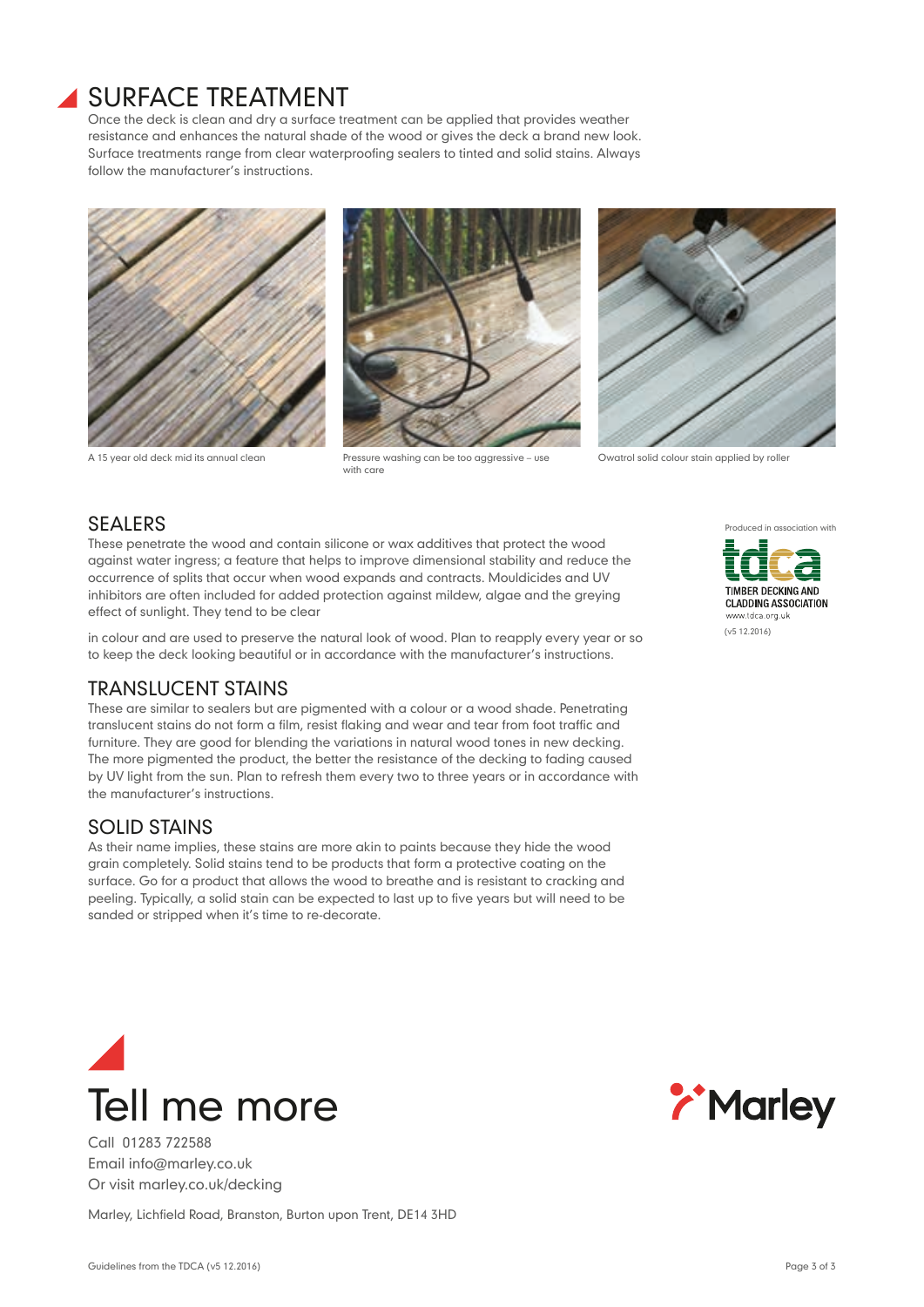# SURFACE TREATMENT

Once the deck is clean and dry a surface treatment can be applied that provides weather resistance and enhances the natural shade of the wood or gives the deck a brand new look. Surface treatments range from clear waterproofing sealers to tinted and solid stains. Always follow the manufacturer's instructions.

A 15 year old deck mid its annual clean

Pressure washing can be too aggressive – use with care

Owatrol solid colour stain applied by roller

## SEALERS

These penetrate the wood and contain silicone or wax additives that protect the wood against water ingress; a feature that helps to improve dimensional stability and reduce the occurrence of splits that occur when wood expands and contracts. Mouldicides and UV inhibitors are often included for added protection against mildew, algae and the greying effect of sunlight. They tend to be clear in colour and are used to preserve the natural look of wood. Plan to reapply every year or so to keep the deck looking beautiful or in accordance with the manufacturer's instructions.

## TRANSLUCENT STAINS

These are similar to sealers but are pigmented with a colour or a wood shade. Penetrating translucent stains do not form a film, resist flaking and wear and tear from foot traffic and furniture. They are good for blending the variations in natural wood tones in new decking. The more pigmented the product, the better the resistance of the decking to fading caused by UV light from the sun. Plan to refresh them every two to three years or in accordance with the manufacturer's instructions.

## SOLID STAINS

As their name implies, these stains are more akin to paints because they hide the wood grain completely. Solid stains tend to be products that form a protective coating on the surface. Go for a product that allows the wood to breathe and is resistant to cracking and peeling. Typically, a solid stain can be expected to last up to five years but will need to be sanded or stripped when it's time to re-decorate.

Produced in association with

TIMBER DECKING AND CLADDING ASSOCIATION
www.tdca.org.uk
(v5 12.2016)

# Tell me more

Call 01283 722588
Email info@marley.co.uk
Or visit marley.co.uk/decking

Marley, Lichfield Road, Branston, Burton upon Trent, DE14 3HD